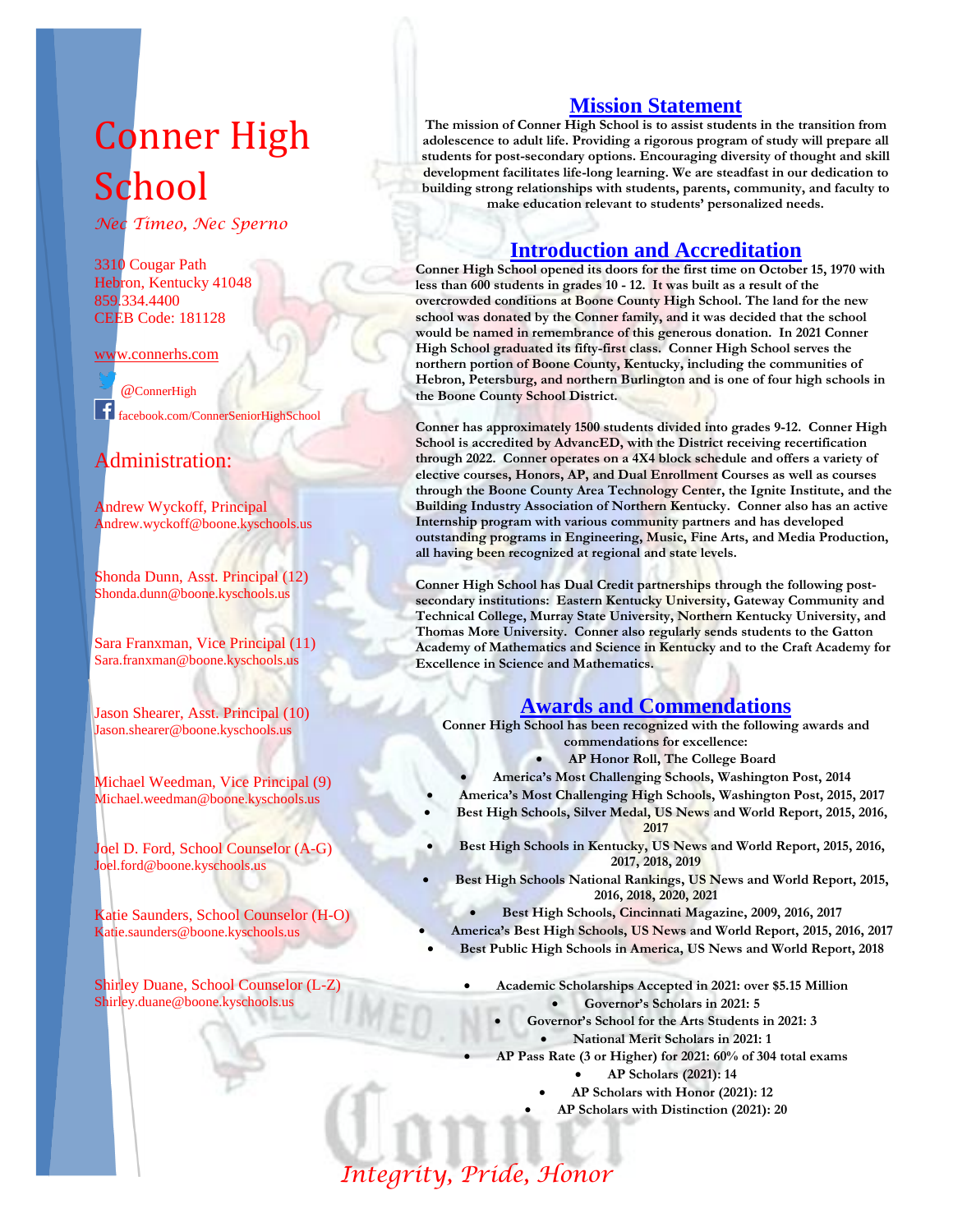# Conner High School

*Nec Timeo, Nec Sperno*

3310 Cougar Path
Hebron, Kentucky 41048
859.334.4400
CEEB Code: 181128

www.connerhs.com

@ConnerHigh

facebook.com/ConnerSeniorHighSchool

## Administration:

Andrew Wyckoff, Principal
Andrew.wyckoff@boone.kyschools.us

Shonda Dunn, Asst. Principal (12)
Shonda.dunn@boone.kyschools.us

Sara Franxman, Vice Principal (11)
Sara.franxman@boone.kyschools.us

Jason Shearer, Asst. Principal (10)
Jason.shearer@boone.kyschools.us

Michael Weedman, Vice Principal (9)
Michael.weedman@boone.kyschools.us

Joel D. Ford, School Counselor (A-G)
Joel.ford@boone.kyschools.us

Katie Saunders, School Counselor (H-O)
Katie.saunders@boone.kyschools.us

Shirley Duane, School Counselor (L-Z)
Shirley.duane@boone.kyschools.us

## Mission Statement

**The mission of Conner High School is to assist students in the transition from adolescence to adult life. Providing a rigorous program of study will prepare all students for post-secondary options. Encouraging diversity of thought and skill development facilitates life-long learning. We are steadfast in our dedication to building strong relationships with students, parents, community, and faculty to make education relevant to students' personalized needs.**

## Introduction and Accreditation

**Conner High School opened its doors for the first time on October 15, 1970 with less than 600 students in grades 10 - 12. It was built as a result of the overcrowded conditions at Boone County High School. The land for the new school was donated by the Conner family, and it was decided that the school would be named in remembrance of this generous donation. In 2021 Conner High School graduated its fifty-first class. Conner High School serves the northern portion of Boone County, Kentucky, including the communities of Hebron, Petersburg, and northern Burlington and is one of four high schools in the Boone County School District.**

**Conner has approximately 1500 students divided into grades 9-12. Conner High School is accredited by AdvancED, with the District receiving recertification through 2022. Conner operates on a 4X4 block schedule and offers a variety of elective courses, Honors, AP, and Dual Enrollment Courses as well as courses through the Boone County Area Technology Center, the Ignite Institute, and the Building Industry Association of Northern Kentucky. Conner also has an active Internship program with various community partners and has developed outstanding programs in Engineering, Music, Fine Arts, and Media Production, all having been recognized at regional and state levels.**

**Conner High School has Dual Credit partnerships through the following post-secondary institutions: Eastern Kentucky University, Gateway Community and Technical College, Murray State University, Northern Kentucky University, and Thomas More University. Conner also regularly sends students to the Gatton Academy of Mathematics and Science in Kentucky and to the Craft Academy for Excellence in Science and Mathematics.**

## Awards and Commendations

**Conner High School has been recognized with the following awards and commendations for excellence:**

- **AP Honor Roll, The College Board**
- **America's Most Challenging Schools, Washington Post, 2014**
- **America's Most Challenging High Schools, Washington Post, 2015, 2017**
- **Best High Schools, Silver Medal, US News and World Report, 2015, 2016, 2017**
- **Best High Schools in Kentucky, US News and World Report, 2015, 2016, 2017, 2018, 2019**
- **Best High Schools National Rankings, US News and World Report, 2015, 2016, 2018, 2020, 2021**
- **Best High Schools, Cincinnati Magazine, 2009, 2016, 2017**
- **America's Best High Schools, US News and World Report, 2015, 2016, 2017**
- **Best Public High Schools in America, US News and World Report, 2018**

- **Academic Scholarships Accepted in 2021: over $5.15 Million**
- **Governor's Scholars in 2021: 5**
- **Governor's School for the Arts Students in 2021: 3**
- **National Merit Scholars in 2021: 1**
- **AP Pass Rate (3 or Higher) for 2021: 60% of 304 total exams**
- **AP Scholars (2021): 14**
- **AP Scholars with Honor (2021): 12**
- **AP Scholars with Distinction (2021): 20**

*Integrity, Pride, Honor*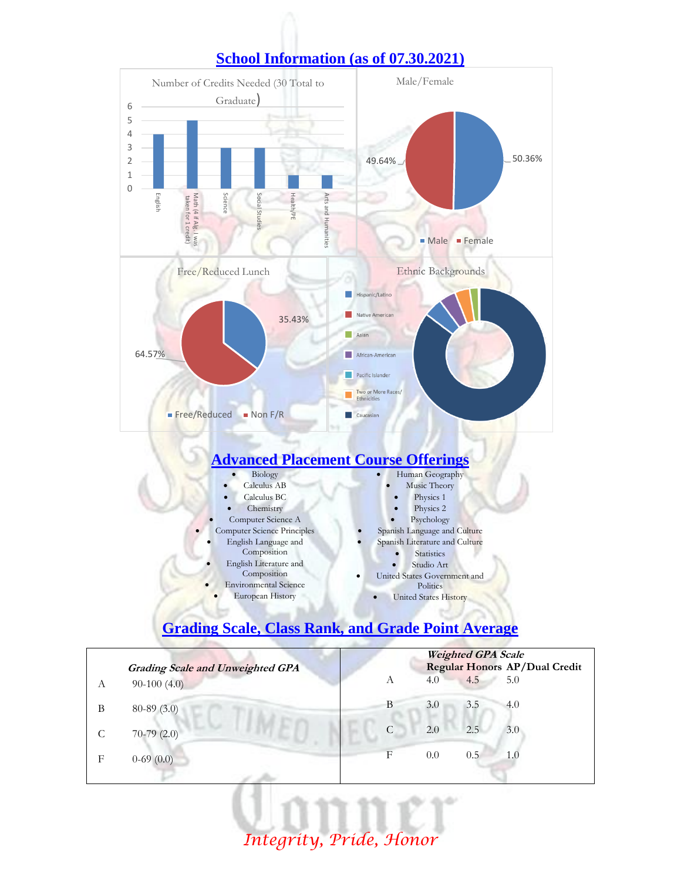## School Information (as of 07.30.2021)

**Number of Credits Needed (30 Total to Graduate)**

| Subject | Credits |
|---|---|
| English | 4 |
| Math (4 if Alg. I was taken for 1 credit) | 5 |
| Science | 3 |
| Social Studies | 3 |
| Health/PE | 1 |
| Arts and Humanities | 1 |

**Male/Female**

- Male: 50.36%
- Female: 49.64%

**Free/Reduced Lunch**

- Free/Reduced: 35.43%
- Non F/R: 64.57%

**Ethnic Backgrounds**

- Hispanic/Latino
- Native American
- Asian
- African-American
- Pacific Islander
- Two or More Races/Ethnicities
- Caucasian

## Advanced Placement Course Offerings

- Biology
- Calculus AB
- Calculus BC
- Chemistry
- Computer Science A
- Computer Science Principles
- English Language and Composition
- English Literature and Composition
- Environmental Science
- European History
- Human Geography
- Music Theory
- Physics 1
- Physics 2
- Psychology
- Spanish Language and Culture
- Spanish Literature and Culture
- Statistics
- Studio Art
- United States Government and Politics
- United States History

## Grading Scale, Class Rank, and Grade Point Average

***Grading Scale and Unweighted GPA***

| Grade | Range (GPA) |
|---|---|
| A | 90-100 (4.0) |
| B | 80-89 (3.0) |
| C | 70-79 (2.0) |
| F | 0-69 (0.0) |

***Weighted GPA Scale***

| Grade | Regular | Honors | AP/Dual Credit |
|---|---|---|---|
| A | 4.0 | 4.5 | 5.0 |
| B | 3.0 | 3.5 | 4.0 |
| C | 2.0 | 2.5 | 3.0 |
| F | 0.0 | 0.5 | 1.0 |

NEC TIMEO, NEC SPERNO

Conner

*Integrity, Pride, Honor*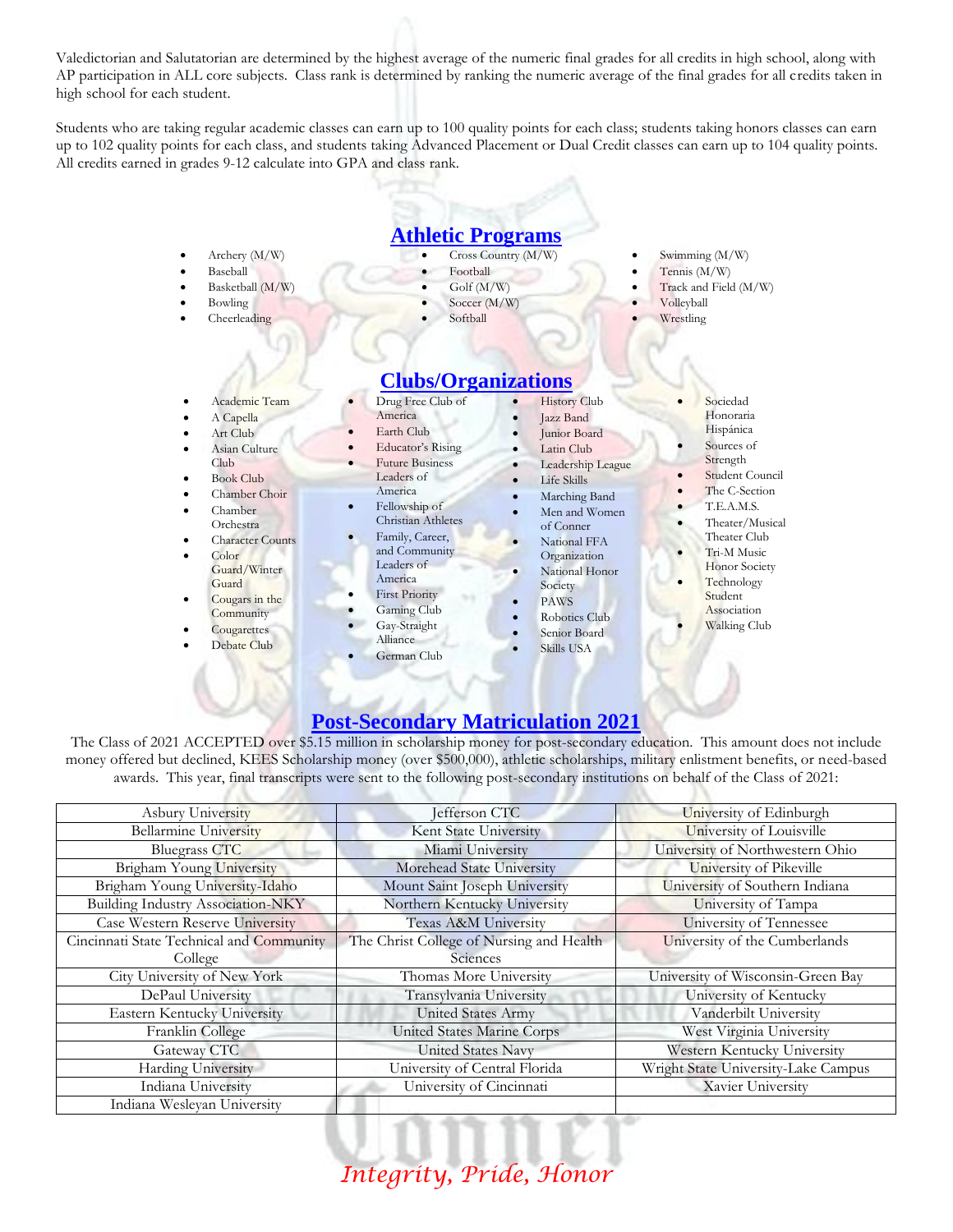Valedictorian and Salutatorian are determined by the highest average of the numeric final grades for all credits in high school, along with AP participation in ALL core subjects. Class rank is determined by ranking the numeric average of the final grades for all credits taken in high school for each student.

Students who are taking regular academic classes can earn up to 100 quality points for each class; students taking honors classes can earn up to 102 quality points for each class, and students taking Advanced Placement or Dual Credit classes can earn up to 104 quality points. All credits earned in grades 9-12 calculate into GPA and class rank.

## Athletic Programs

- Archery (M/W)
- Baseball
- Basketball (M/W)
- Bowling
- Cheerleading
- Cross Country (M/W)
- Football
- Golf (M/W)
- Soccer (M/W)
- Softball
- Swimming (M/W)
- Tennis (M/W)
- Track and Field (M/W)
- Volleyball
- Wrestling

## Clubs/Organizations

- Academic Team
- A Capella
- Art Club
- Asian Culture Club
- Book Club
- Chamber Choir
- Chamber Orchestra
- Character Counts
- Color Guard/Winter Guard
- Cougars in the Community
- Cougarettes
- Debate Club
- Drug Free Club of America
- Earth Club
- Educator's Rising
- Future Business Leaders of America
- Fellowship of Christian Athletes
- Family, Career, and Community Leaders of America
- First Priority
- Gaming Club
- Gay-Straight Alliance
- German Club
- History Club
- Jazz Band
- Junior Board
- Latin Club
- Leadership League
- Life Skills
- Marching Band
- Men and Women of Conner
- National FFA Organization
- National Honor Society
- PAWS
- Robotics Club
- Senior Board
- Skills USA
- Sociedad Honoraria Hispánica
- Sources of Strength
- Student Council
- The C-Section
- T.E.A.M.S.
- Theater/Musical Theater Club
- Tri-M Music Honor Society
- Technology Student Association
- Walking Club

## Post-Secondary Matriculation 2021

The Class of 2021 ACCEPTED over $5.15 million in scholarship money for post-secondary education. This amount does not include money offered but declined, KEES Scholarship money (over $500,000), athletic scholarships, military enlistment benefits, or need-based awards. This year, final transcripts were sent to the following post-secondary institutions on behalf of the Class of 2021:

| | | |
|---|---|---|
| Asbury University | Jefferson CTC | University of Edinburgh |
| Bellarmine University | Kent State University | University of Louisville |
| Bluegrass CTC | Miami University | University of Northwestern Ohio |
| Brigham Young University | Morehead State University | University of Pikeville |
| Brigham Young University-Idaho | Mount Saint Joseph University | University of Southern Indiana |
| Building Industry Association-NKY | Northern Kentucky University | University of Tampa |
| Case Western Reserve University | Texas A&M University | University of Tennessee |
| Cincinnati State Technical and Community College | The Christ College of Nursing and Health Sciences | University of the Cumberlands |
| City University of New York | Thomas More University | University of Wisconsin-Green Bay |
| DePaul University | Transylvania University | University of Kentucky |
| Eastern Kentucky University | United States Army | Vanderbilt University |
| Franklin College | United States Marine Corps | West Virginia University |
| Gateway CTC | United States Navy | Western Kentucky University |
| Harding University | University of Central Florida | Wright State University-Lake Campus |
| Indiana University | University of Cincinnati | Xavier University |
| Indiana Wesleyan University | | |

*Integrity, Pride, Honor*